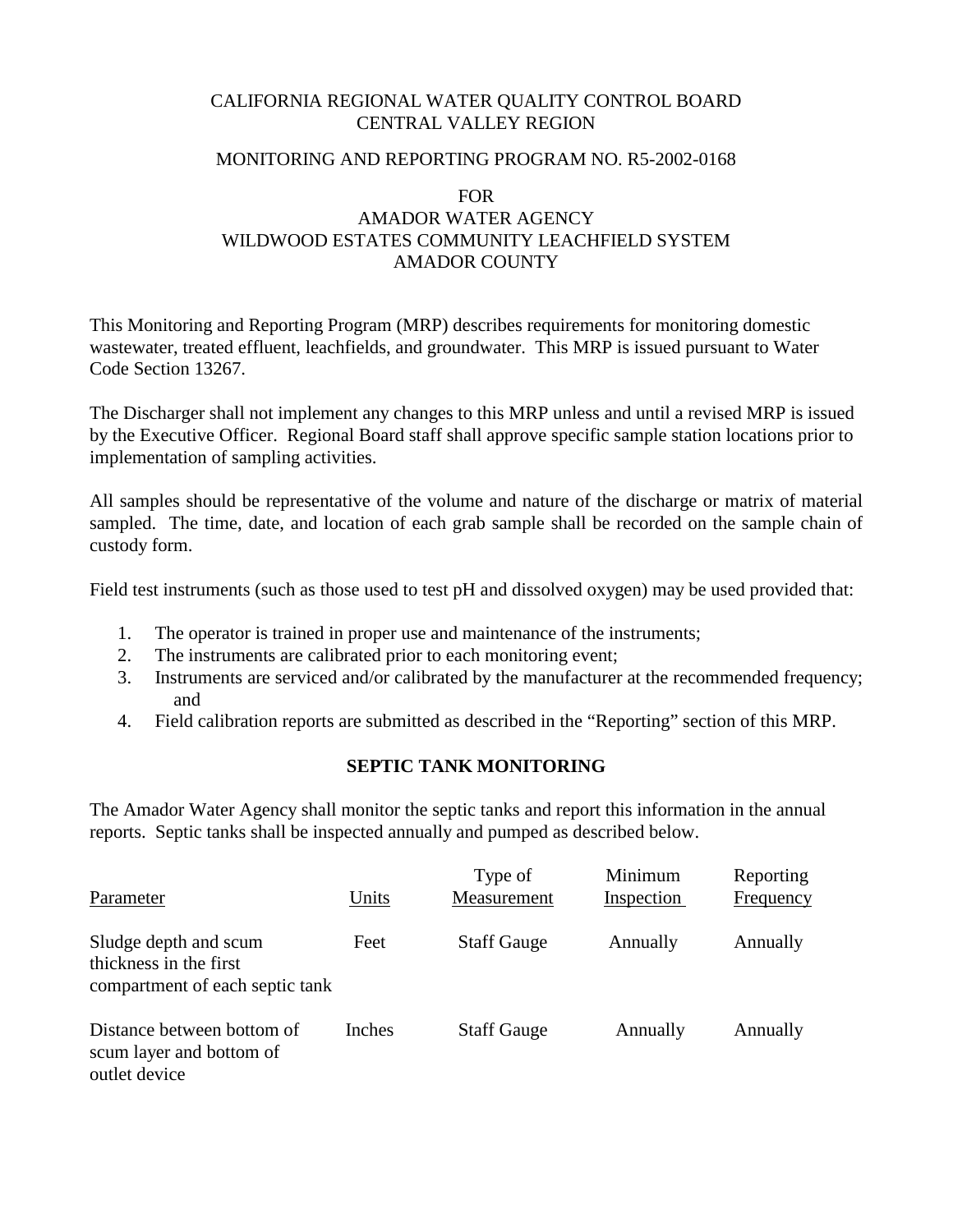CALIFORNIA REGIONAL WATER QUALITY CONTROL BOARD
CENTRAL VALLEY REGION

MONITORING AND REPORTING PROGRAM NO. R5-2002-0168

FOR
AMADOR WATER AGENCY
WILDWOOD ESTATES COMMUNITY LEACHFIELD SYSTEM
AMADOR COUNTY

This Monitoring and Reporting Program (MRP) describes requirements for monitoring domestic wastewater, treated effluent, leachfields, and groundwater. This MRP is issued pursuant to Water Code Section 13267.

The Discharger shall not implement any changes to this MRP unless and until a revised MRP is issued by the Executive Officer. Regional Board staff shall approve specific sample station locations prior to implementation of sampling activities.

All samples should be representative of the volume and nature of the discharge or matrix of material sampled. The time, date, and location of each grab sample shall be recorded on the sample chain of custody form.

Field test instruments (such as those used to test pH and dissolved oxygen) may be used provided that:

1. The operator is trained in proper use and maintenance of the instruments;
2. The instruments are calibrated prior to each monitoring event;
3. Instruments are serviced and/or calibrated by the manufacturer at the recommended frequency; and
4. Field calibration reports are submitted as described in the "Reporting" section of this MRP.

## SEPTIC TANK MONITORING

The Amador Water Agency shall monitor the septic tanks and report this information in the annual reports. Septic tanks shall be inspected annually and pumped as described below.

| Parameter | Units | Type of Measurement | Minimum Inspection | Reporting Frequency |
|---|---|---|---|---|
| Sludge depth and scum thickness in the first compartment of each septic tank | Feet | Staff Gauge | Annually | Annually |
| Distance between bottom of scum layer and bottom of outlet device | Inches | Staff Gauge | Annually | Annually |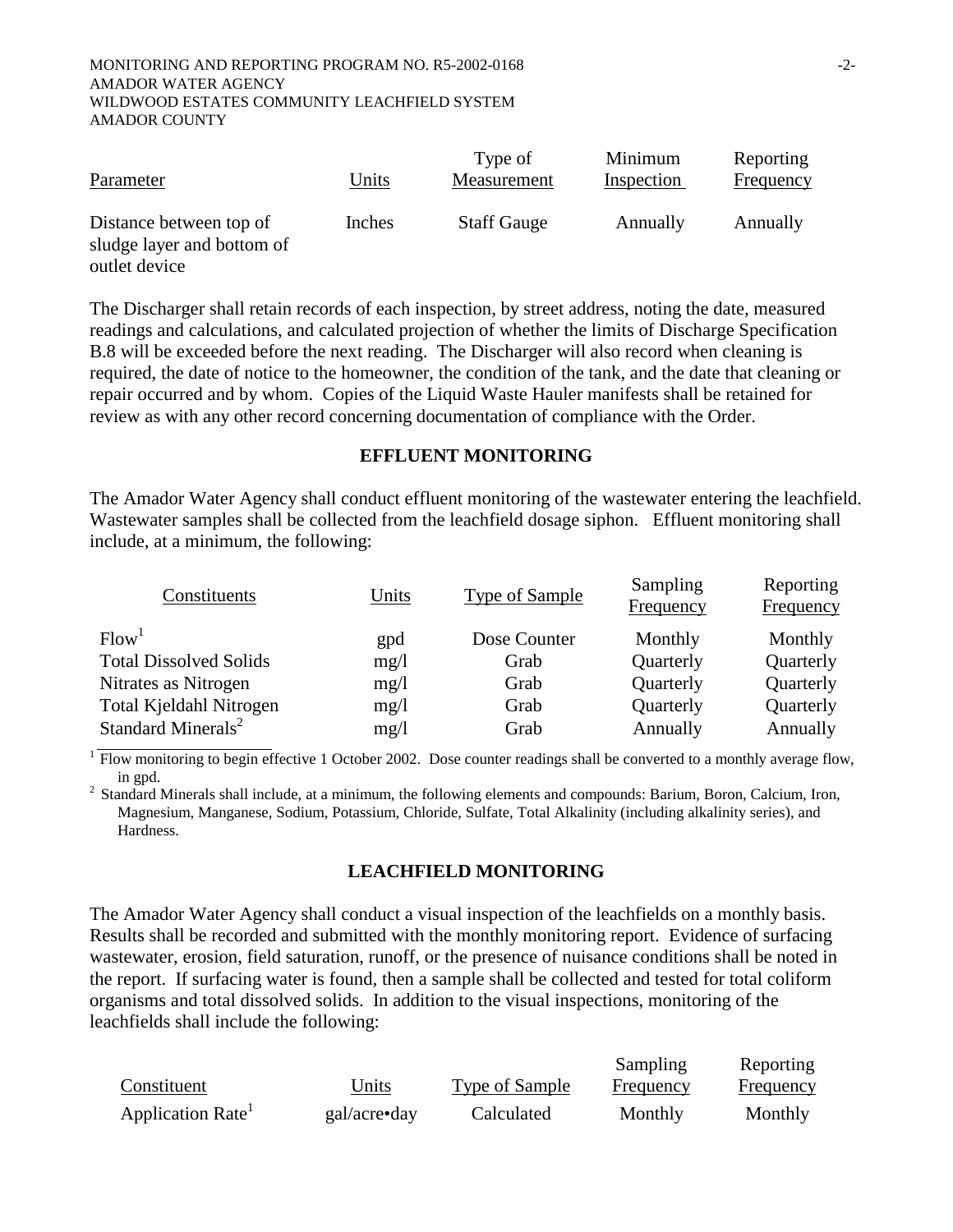| Parameter | Units | Type of Measurement | Minimum Inspection | Reporting Frequency |
|---|---|---|---|---|
| Distance between top of sludge layer and bottom of outlet device | Inches | Staff Gauge | Annually | Annually |

The Discharger shall retain records of each inspection, by street address, noting the date, measured readings and calculations, and calculated projection of whether the limits of Discharge Specification B.8 will be exceeded before the next reading. The Discharger will also record when cleaning is required, the date of notice to the homeowner, the condition of the tank, and the date that cleaning or repair occurred and by whom. Copies of the Liquid Waste Hauler manifests shall be retained for review as with any other record concerning documentation of compliance with the Order.

## EFFLUENT MONITORING

The Amador Water Agency shall conduct effluent monitoring of the wastewater entering the leachfield. Wastewater samples shall be collected from the leachfield dosage siphon. Effluent monitoring shall include, at a minimum, the following:

| Constituents | Units | Type of Sample | Sampling Frequency | Reporting Frequency |
|---|---|---|---|---|
| Flow[1] | gpd | Dose Counter | Monthly | Monthly |
| Total Dissolved Solids | mg/l | Grab | Quarterly | Quarterly |
| Nitrates as Nitrogen | mg/l | Grab | Quarterly | Quarterly |
| Total Kjeldahl Nitrogen | mg/l | Grab | Quarterly | Quarterly |
| Standard Minerals[2] | mg/l | Grab | Annually | Annually |

[1] Flow monitoring to begin effective 1 October 2002. Dose counter readings shall be converted to a monthly average flow, in gpd.

[2] Standard Minerals shall include, at a minimum, the following elements and compounds: Barium, Boron, Calcium, Iron, Magnesium, Manganese, Sodium, Potassium, Chloride, Sulfate, Total Alkalinity (including alkalinity series), and Hardness.

## LEACHFIELD MONITORING

The Amador Water Agency shall conduct a visual inspection of the leachfields on a monthly basis. Results shall be recorded and submitted with the monthly monitoring report. Evidence of surfacing wastewater, erosion, field saturation, runoff, or the presence of nuisance conditions shall be noted in the report. If surfacing water is found, then a sample shall be collected and tested for total coliform organisms and total dissolved solids. In addition to the visual inspections, monitoring of the leachfields shall include the following:

| Constituent | Units | Type of Sample | Sampling Frequency | Reporting Frequency |
|---|---|---|---|---|
| Application Rate[1] | gal/acre•day | Calculated | Monthly | Monthly |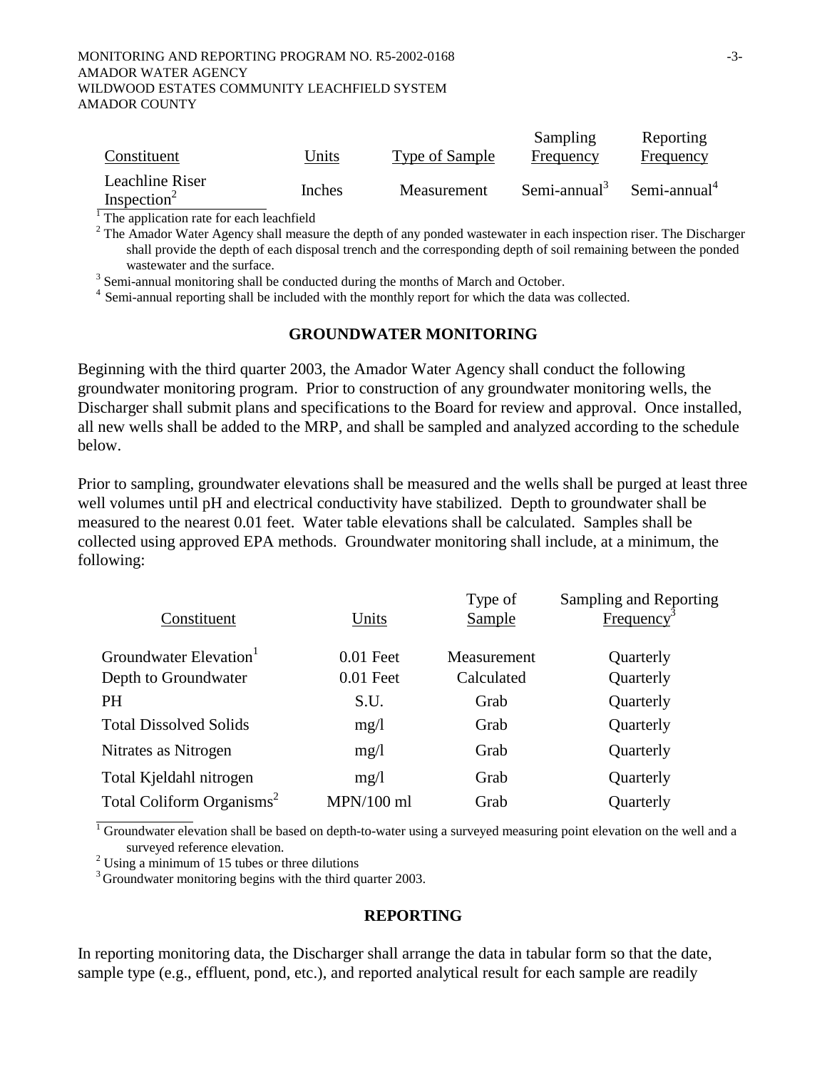| Constituent | Units | Type of Sample | Sampling Frequency | Reporting Frequency |
|---|---|---|---|---|
| Leachline Riser Inspection[2] | Inches | Measurement | Semi-annual[3] | Semi-annual[4] |

[1] The application rate for each leachfield

[2] The Amador Water Agency shall measure the depth of any ponded wastewater in each inspection riser. The Discharger shall provide the depth of each disposal trench and the corresponding depth of soil remaining between the ponded wastewater and the surface.

[3] Semi-annual monitoring shall be conducted during the months of March and October.

[4] Semi-annual reporting shall be included with the monthly report for which the data was collected.

## GROUNDWATER MONITORING

Beginning with the third quarter 2003, the Amador Water Agency shall conduct the following groundwater monitoring program. Prior to construction of any groundwater monitoring wells, the Discharger shall submit plans and specifications to the Board for review and approval. Once installed, all new wells shall be added to the MRP, and shall be sampled and analyzed according to the schedule below.

Prior to sampling, groundwater elevations shall be measured and the wells shall be purged at least three well volumes until pH and electrical conductivity have stabilized. Depth to groundwater shall be measured to the nearest 0.01 feet. Water table elevations shall be calculated. Samples shall be collected using approved EPA methods. Groundwater monitoring shall include, at a minimum, the following:

| Constituent | Units | Type of Sample | Sampling and Reporting Frequency[3] |
|---|---|---|---|
| Groundwater Elevation[1] | 0.01 Feet | Measurement | Quarterly |
| Depth to Groundwater | 0.01 Feet | Calculated | Quarterly |
| PH | S.U. | Grab | Quarterly |
| Total Dissolved Solids | mg/l | Grab | Quarterly |
| Nitrates as Nitrogen | mg/l | Grab | Quarterly |
| Total Kjeldahl nitrogen | mg/l | Grab | Quarterly |
| Total Coliform Organisms[2] | MPN/100 ml | Grab | Quarterly |

[1] Groundwater elevation shall be based on depth-to-water using a surveyed measuring point elevation on the well and a surveyed reference elevation.

[2] Using a minimum of 15 tubes or three dilutions

[3] Groundwater monitoring begins with the third quarter 2003.

## REPORTING

In reporting monitoring data, the Discharger shall arrange the data in tabular form so that the date, sample type (e.g., effluent, pond, etc.), and reported analytical result for each sample are readily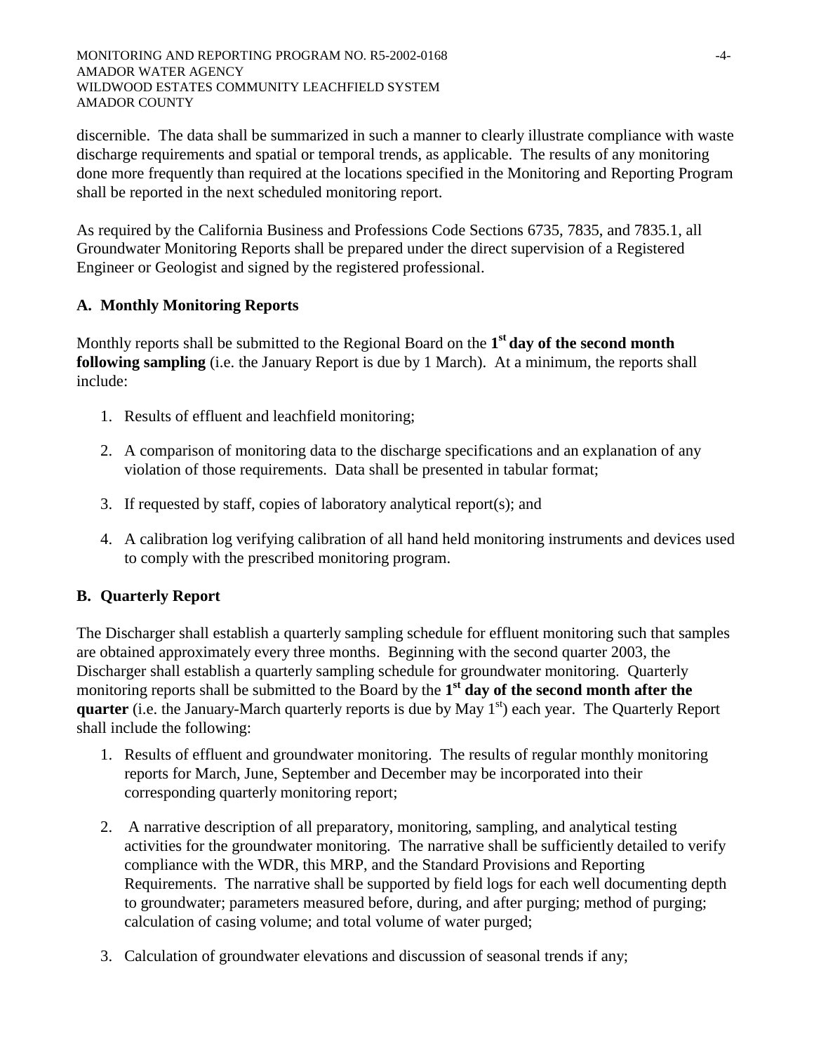discernible. The data shall be summarized in such a manner to clearly illustrate compliance with waste discharge requirements and spatial or temporal trends, as applicable. The results of any monitoring done more frequently than required at the locations specified in the Monitoring and Reporting Program shall be reported in the next scheduled monitoring report.

As required by the California Business and Professions Code Sections 6735, 7835, and 7835.1, all Groundwater Monitoring Reports shall be prepared under the direct supervision of a Registered Engineer or Geologist and signed by the registered professional.

### A. Monthly Monitoring Reports

Monthly reports shall be submitted to the Regional Board on the **1st day of the second month following sampling** (i.e. the January Report is due by 1 March). At a minimum, the reports shall include:

1. Results of effluent and leachfield monitoring;

2. A comparison of monitoring data to the discharge specifications and an explanation of any violation of those requirements. Data shall be presented in tabular format;

3. If requested by staff, copies of laboratory analytical report(s); and

4. A calibration log verifying calibration of all hand held monitoring instruments and devices used to comply with the prescribed monitoring program.

### B. Quarterly Report

The Discharger shall establish a quarterly sampling schedule for effluent monitoring such that samples are obtained approximately every three months. Beginning with the second quarter 2003, the Discharger shall establish a quarterly sampling schedule for groundwater monitoring. Quarterly monitoring reports shall be submitted to the Board by the **1st day of the second month after the quarter** (i.e. the January-March quarterly reports is due by May 1st) each year. The Quarterly Report shall include the following:

1. Results of effluent and groundwater monitoring. The results of regular monthly monitoring reports for March, June, September and December may be incorporated into their corresponding quarterly monitoring report;

2. A narrative description of all preparatory, monitoring, sampling, and analytical testing activities for the groundwater monitoring. The narrative shall be sufficiently detailed to verify compliance with the WDR, this MRP, and the Standard Provisions and Reporting Requirements. The narrative shall be supported by field logs for each well documenting depth to groundwater; parameters measured before, during, and after purging; method of purging; calculation of casing volume; and total volume of water purged;

3. Calculation of groundwater elevations and discussion of seasonal trends if any;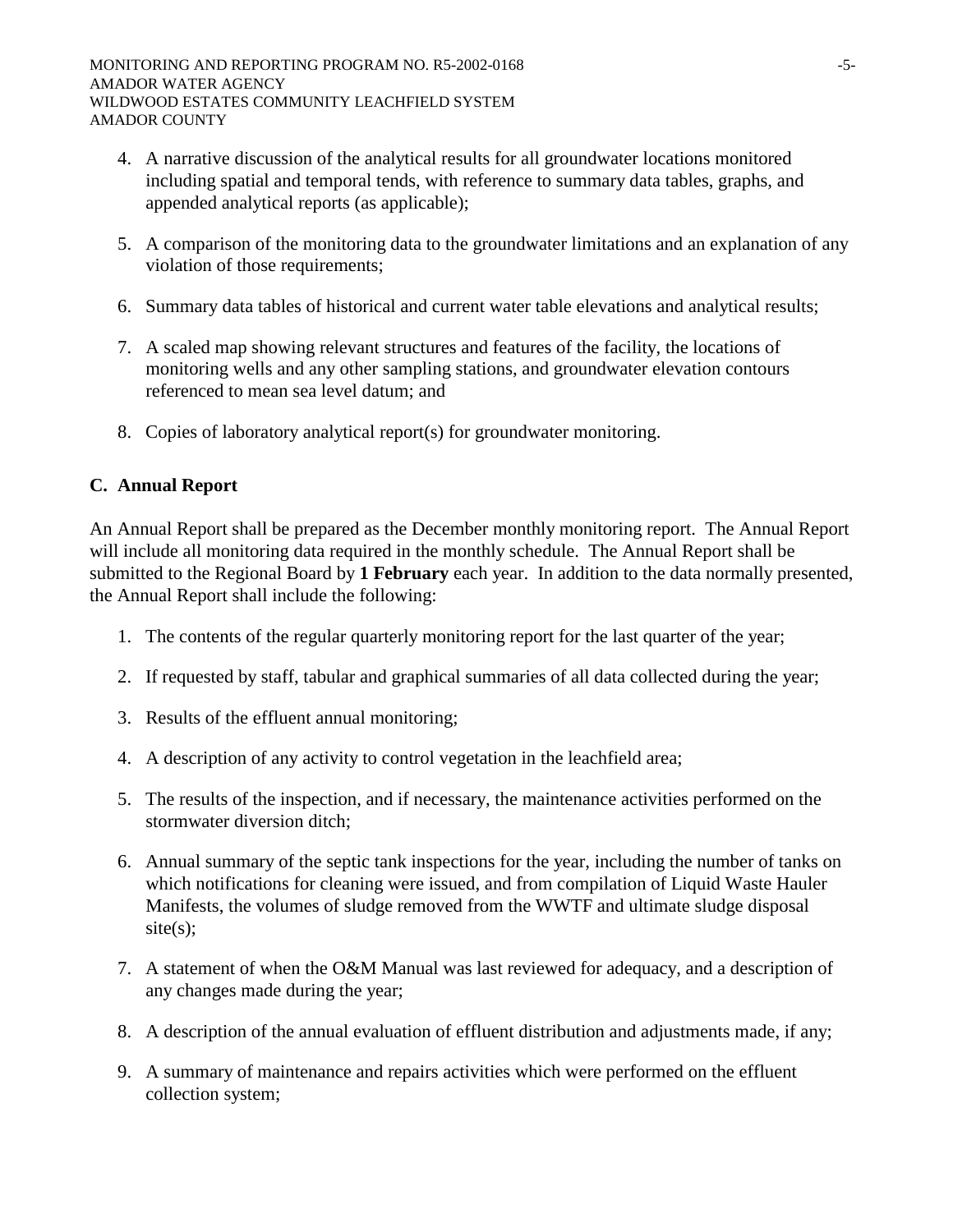4. A narrative discussion of the analytical results for all groundwater locations monitored including spatial and temporal tends, with reference to summary data tables, graphs, and appended analytical reports (as applicable);

5. A comparison of the monitoring data to the groundwater limitations and an explanation of any violation of those requirements;

6. Summary data tables of historical and current water table elevations and analytical results;

7. A scaled map showing relevant structures and features of the facility, the locations of monitoring wells and any other sampling stations, and groundwater elevation contours referenced to mean sea level datum; and

8. Copies of laboratory analytical report(s) for groundwater monitoring.

## C. Annual Report

An Annual Report shall be prepared as the December monthly monitoring report. The Annual Report will include all monitoring data required in the monthly schedule. The Annual Report shall be submitted to the Regional Board by **1 February** each year. In addition to the data normally presented, the Annual Report shall include the following:

1. The contents of the regular quarterly monitoring report for the last quarter of the year;

2. If requested by staff, tabular and graphical summaries of all data collected during the year;

3. Results of the effluent annual monitoring;

4. A description of any activity to control vegetation in the leachfield area;

5. The results of the inspection, and if necessary, the maintenance activities performed on the stormwater diversion ditch;

6. Annual summary of the septic tank inspections for the year, including the number of tanks on which notifications for cleaning were issued, and from compilation of Liquid Waste Hauler Manifests, the volumes of sludge removed from the WWTF and ultimate sludge disposal site(s);

7. A statement of when the O&M Manual was last reviewed for adequacy, and a description of any changes made during the year;

8. A description of the annual evaluation of effluent distribution and adjustments made, if any;

9. A summary of maintenance and repairs activities which were performed on the effluent collection system;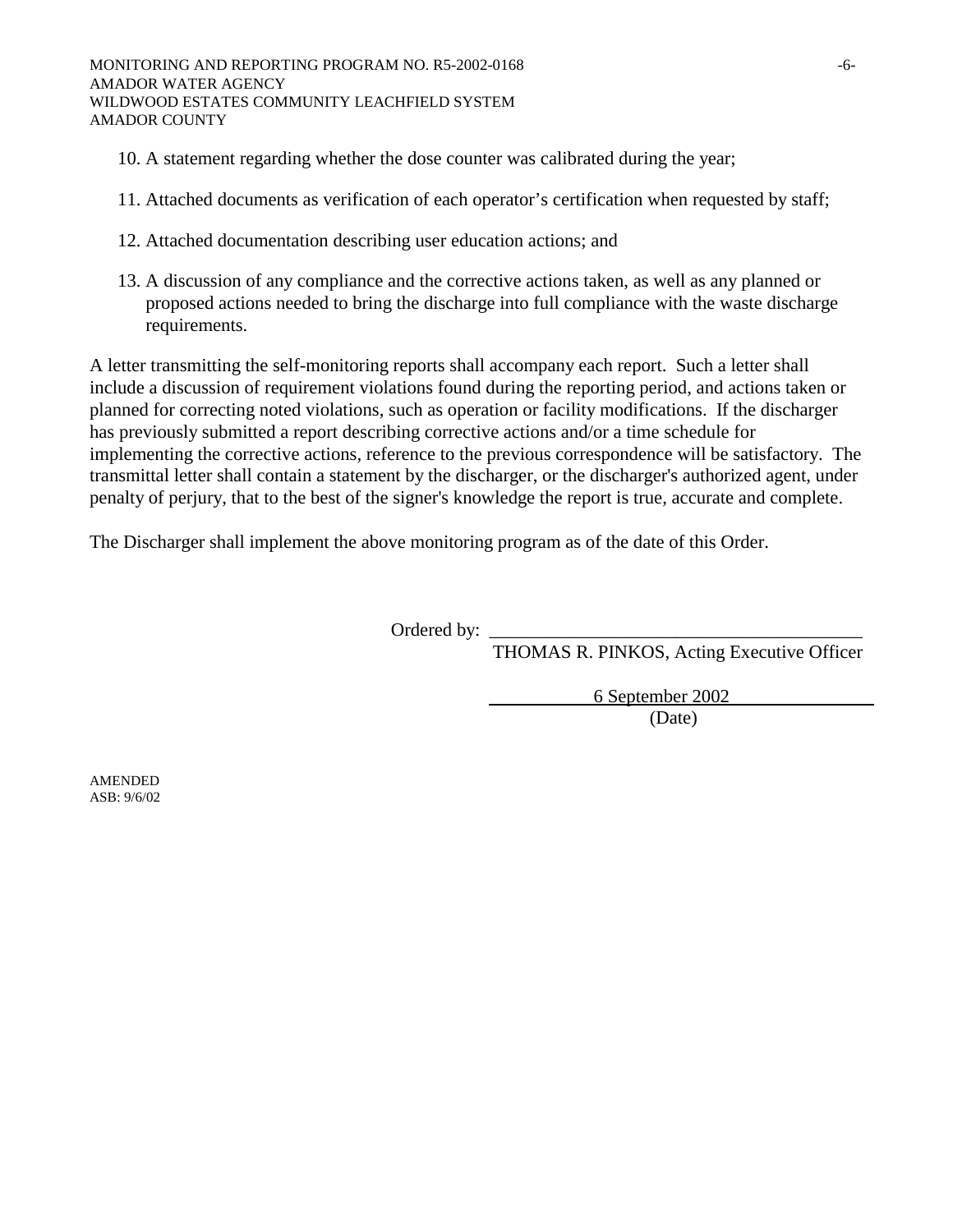10. A statement regarding whether the dose counter was calibrated during the year;

11. Attached documents as verification of each operator's certification when requested by staff;

12. Attached documentation describing user education actions; and

13. A discussion of any compliance and the corrective actions taken, as well as any planned or proposed actions needed to bring the discharge into full compliance with the waste discharge requirements.

A letter transmitting the self-monitoring reports shall accompany each report. Such a letter shall include a discussion of requirement violations found during the reporting period, and actions taken or planned for correcting noted violations, such as operation or facility modifications. If the discharger has previously submitted a report describing corrective actions and/or a time schedule for implementing the corrective actions, reference to the previous correspondence will be satisfactory. The transmittal letter shall contain a statement by the discharger, or the discharger's authorized agent, under penalty of perjury, that to the best of the signer's knowledge the report is true, accurate and complete.

The Discharger shall implement the above monitoring program as of the date of this Order.

Ordered by: ________________________________________

THOMAS R. PINKOS, Acting Executive Officer

6 September 2002

(Date)

AMENDED
ASB: 9/6/02